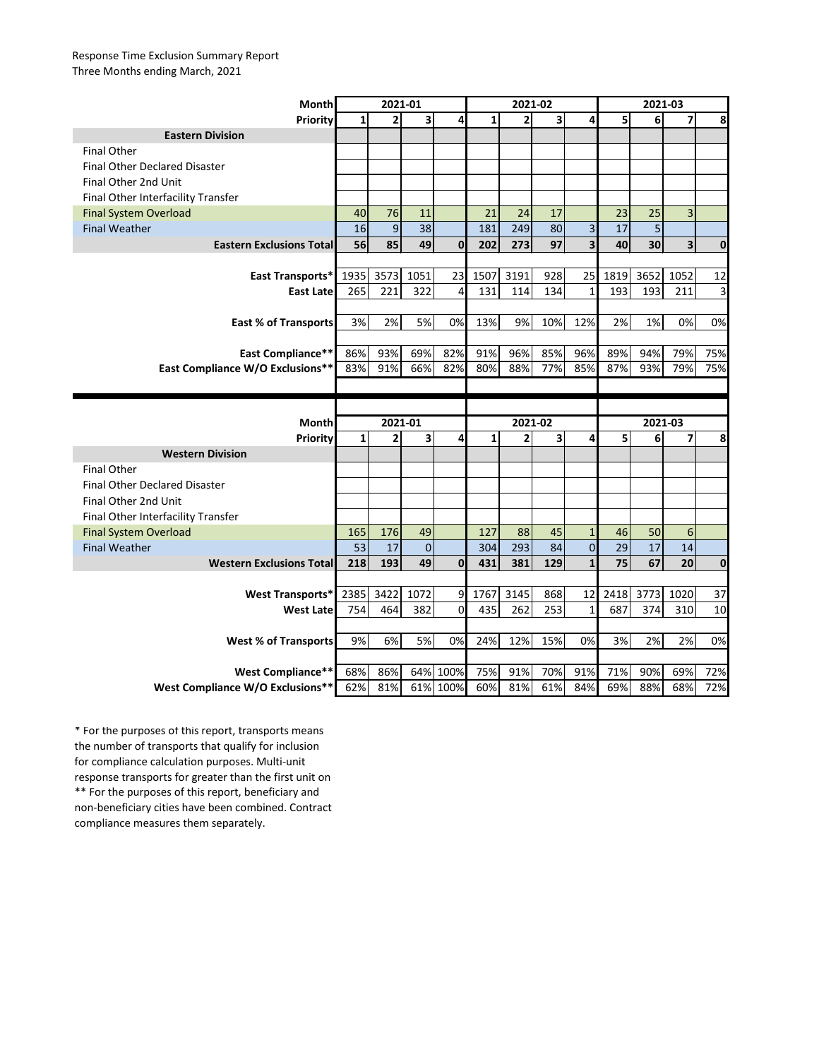Response Time Exclusion Summary Report
Three Months ending March, 2021

| Month | 2021-01 | | | | 2021-02 | | | | 2021-03 | | | |
|---|---|---|---|---|---|---|---|---|---|---|---|---|
| Priority | 1 | 2 | 3 | 4 | 1 | 2 | 3 | 4 | 5 | 6 | 7 | 8 |
| **Eastern Division** | | | | | | | | | | | | |
| Final Other | | | | | | | | | | | | |
| Final Other Declared Disaster | | | | | | | | | | | | |
| Final Other 2nd Unit | | | | | | | | | | | | |
| Final Other Interfacility Transfer | | | | | | | | | | | | |
| Final System Overload | 40 | 76 | 11 | | 21 | 24 | 17 | | 23 | 25 | 3 | |
| Final Weather | 16 | 9 | 38 | | 181 | 249 | 80 | 3 | 17 | 5 | | |
| **Eastern Exclusions Total** | **56** | **85** | **49** | **0** | **202** | **273** | **97** | **3** | **40** | **30** | **3** | **0** |
| **East Transports*** | 1935 | 3573 | 1051 | 23 | 1507 | 3191 | 928 | 25 | 1819 | 3652 | 1052 | 12 |
| **East Late** | 265 | 221 | 322 | 4 | 131 | 114 | 134 | 1 | 193 | 193 | 211 | 3 |
| **East % of Transports** | 3% | 2% | 5% | 0% | 13% | 9% | 10% | 12% | 2% | 1% | 0% | 0% |
| **East Compliance**** | 86% | 93% | 69% | 82% | 91% | 96% | 85% | 96% | 89% | 94% | 79% | 75% |
| **East Compliance W/O Exclusions**** | 83% | 91% | 66% | 82% | 80% | 88% | 77% | 85% | 87% | 93% | 79% | 75% |

| Month | 2021-01 | | | | 2021-02 | | | | 2021-03 | | | |
|---|---|---|---|---|---|---|---|---|---|---|---|---|
| Priority | 1 | 2 | 3 | 4 | 1 | 2 | 3 | 4 | 5 | 6 | 7 | 8 |
| **Western Division** | | | | | | | | | | | | |
| Final Other | | | | | | | | | | | | |
| Final Other Declared Disaster | | | | | | | | | | | | |
| Final Other 2nd Unit | | | | | | | | | | | | |
| Final Other Interfacility Transfer | | | | | | | | | | | | |
| Final System Overload | 165 | 176 | 49 | | 127 | 88 | 45 | 1 | 46 | 50 | 6 | |
| Final Weather | 53 | 17 | 0 | | 304 | 293 | 84 | 0 | 29 | 17 | 14 | |
| **Western Exclusions Total** | **218** | **193** | **49** | **0** | **431** | **381** | **129** | **1** | **75** | **67** | **20** | **0** |
| **West Transports*** | 2385 | 3422 | 1072 | 9 | 1767 | 3145 | 868 | 12 | 2418 | 3773 | 1020 | 37 |
| **West Late** | 754 | 464 | 382 | 0 | 435 | 262 | 253 | 1 | 687 | 374 | 310 | 10 |
| **West % of Transports** | 9% | 6% | 5% | 0% | 24% | 12% | 15% | 0% | 3% | 2% | 2% | 0% |
| **West Compliance**** | 68% | 86% | 64% | 100% | 75% | 91% | 70% | 91% | 71% | 90% | 69% | 72% |
| **West Compliance W/O Exclusions**** | 62% | 81% | 61% | 100% | 60% | 81% | 61% | 84% | 69% | 88% | 68% | 72% |

* For the purposes of this report, transports means the number of transports that qualify for inclusion for compliance calculation purposes. Multi-unit response transports for greater than the first unit on
** For the purposes of this report, beneficiary and non-beneficiary cities have been combined. Contract compliance measures them separately.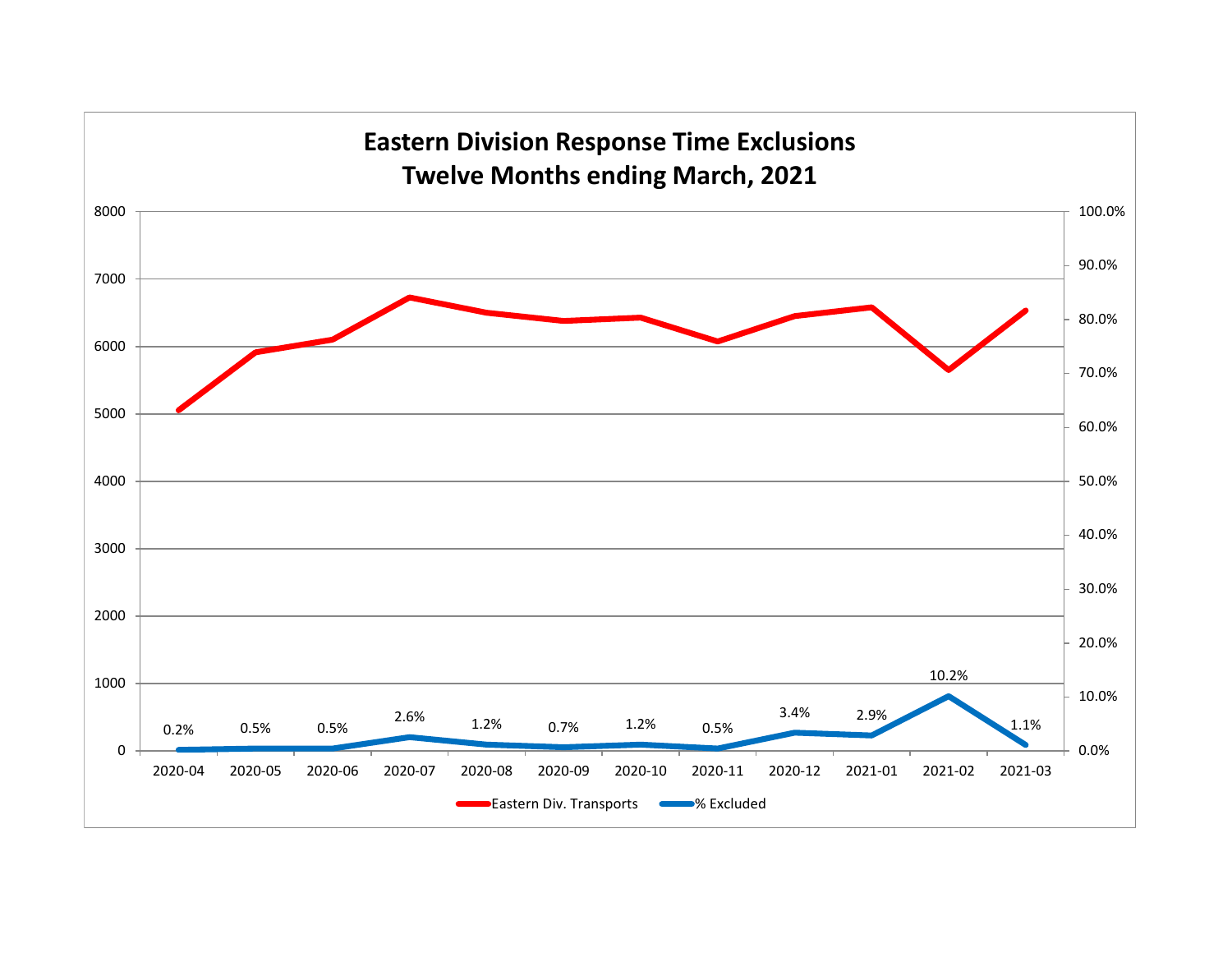# Eastern Division Response Time Exclusions
## Twelve Months ending March, 2021

| Month | % Excluded |
|---|---|
| 2020-04 | 0.2% |
| 2020-05 | 0.5% |
| 2020-06 | 0.5% |
| 2020-07 | 2.6% |
| 2020-08 | 1.2% |
| 2020-09 | 0.7% |
| 2020-10 | 1.2% |
| 2020-11 | 0.5% |
| 2020-12 | 3.4% |
| 2021-01 | 2.9% |
| 2021-02 | 10.2% |
| 2021-03 | 1.1% |

Eastern Div. Transports — % Excluded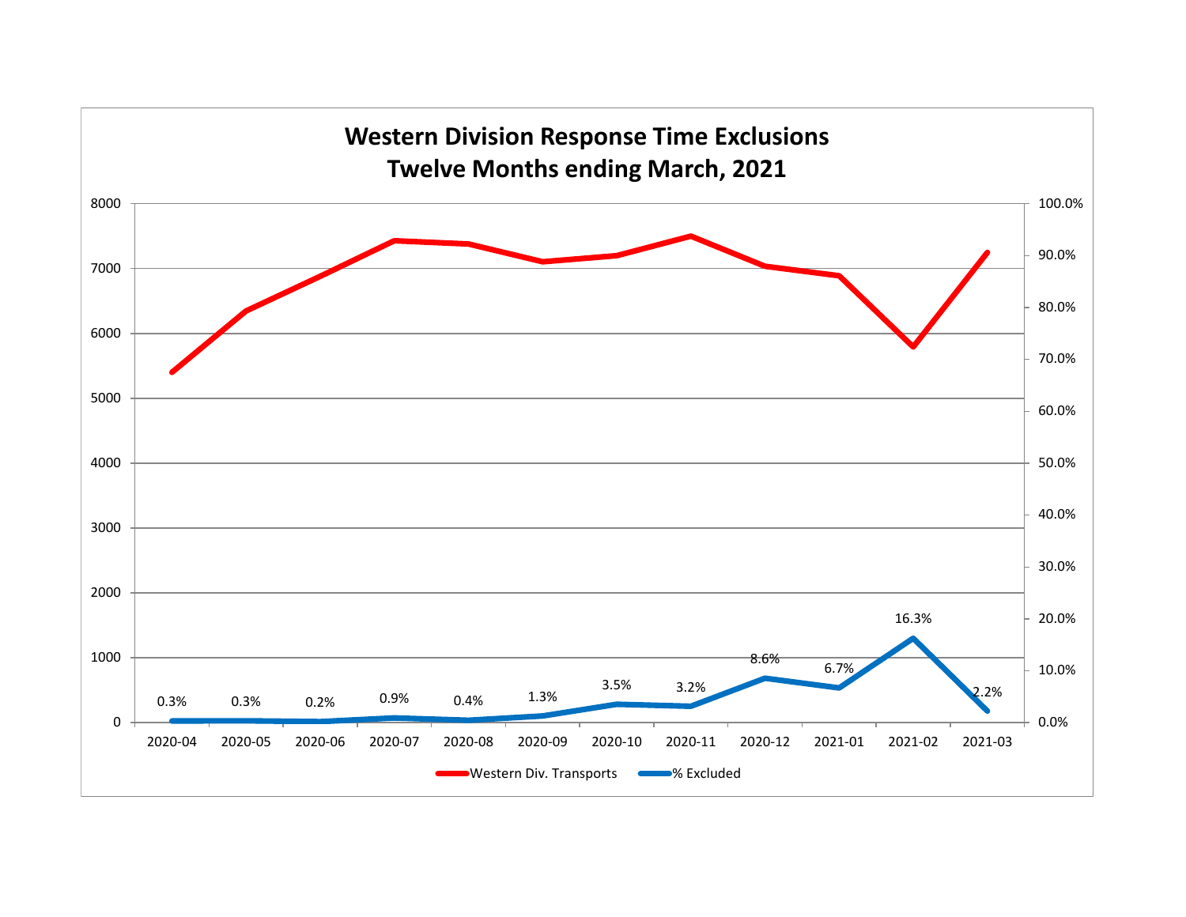**Western Division Response Time Exclusions**
**Twelve Months ending March, 2021**

8000
7000
6000
5000
4000
3000
2000
1000
0

100.0%
90.0%
80.0%
70.0%
60.0%
50.0%
40.0%
30.0%
20.0%
10.0%
0.0%

0.3% 0.3% 0.2% 0.9% 0.4% 1.3% 3.5% 3.2% 8.6% 6.7% 16.3% 2.2%

2020-04 2020-05 2020-06 2020-07 2020-08 2020-09 2020-10 2020-11 2020-12 2021-01 2021-02 2021-03

Western Div. Transports
% Excluded